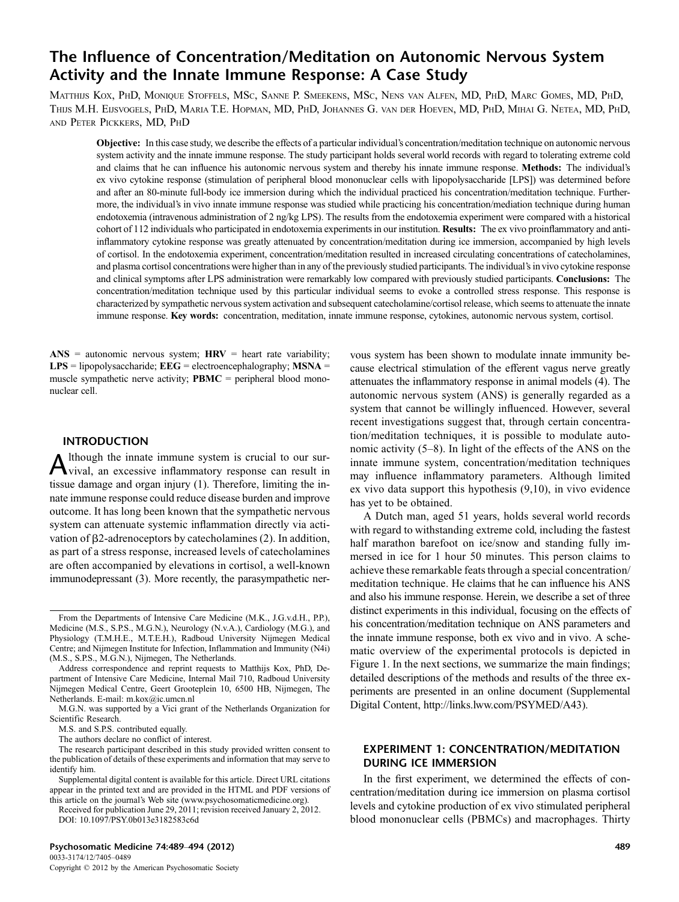# The Influence of Concentration/Meditation on Autonomic Nervous System Activity and the Innate Immune Response: A Case Study

MATTHIJS KOX, PHD, MONIQUE STOFFELS, MSC, SANNE P. SMEEKENS, MSC, NENS VAN ALFEN, MD, PHD, MARC GOMES, MD, PHD, THIJS M.H. EIJSVOGELS, PHD, MARIA T.E. HOPMAN, MD, PHD, JOHANNES G. VAN DER HOEVEN, MD, PHD, MIHAI G. NETEA, MD, PHD, AND PETER PICKKERS, MD, PHD

**Objective:** In this case study, we describe the effects of a particular individual's concentration/meditation technique on autonomic nervous system activity and the innate immune response. The study participant holds several world records with regard to tolerating extreme cold and claims that he can influence his autonomic nervous system and thereby his innate immune response. **Methods:** The individual's ex vivo cytokine response (stimulation of peripheral blood mononuclear cells with lipopolysaccharide [LPS]) was determined before and after an 80-minute full-body ice immersion during which the individual practiced his concentration/meditation technique. Furthermore, the individual's in vivo innate immune response was studied while practicing his concentration/mediation technique during human endotoxemia (intravenous administration of 2 ng/kg LPS). The results from the endotoxemia experiment were compared with a historical cohort of 112 individuals who participated in endotoxemia experiments in our institution. **Results:** The ex vivo proinflammatory and anti-inflammatory cytokine response was greatly attenuated by concentration/meditation during ice immersion, accompanied by high levels of cortisol. In the endotoxemia experiment, concentration/meditation resulted in increased circulating concentrations of catecholamines, and plasma cortisol concentrations were higher than in any of the previously studied participants. The individual's in vivo cytokine response and clinical symptoms after LPS administration were remarkably low compared with previously studied participants. **Conclusions:** The concentration/meditation technique used by this particular individual seems to evoke a controlled stress response. This response is characterized by sympathetic nervous system activation and subsequent catecholamine/cortisol release, which seems to attenuate the innate immune response. **Key words:** concentration, meditation, innate immune response, cytokines, autonomic nervous system, cortisol.

**ANS** = autonomic nervous system; **HRV** = heart rate variability; **LPS** = lipopolysaccharide; **EEG** = electroencephalography; **MSNA** = muscle sympathetic nerve activity; **PBMC** = peripheral blood mononuclear cell.

## INTRODUCTION

Although the innate immune system is crucial to our survival, an excessive inflammatory response can result in tissue damage and organ injury (1). Therefore, limiting the innate immune response could reduce disease burden and improve outcome. It has long been known that the sympathetic nervous system can attenuate systemic inflammation directly via activation of β2-adrenoceptors by catecholamines (2). In addition, as part of a stress response, increased levels of catecholamines are often accompanied by elevations in cortisol, a well-known immunodepressant (3). More recently, the parasympathetic nervous system has been shown to modulate innate immunity because electrical stimulation of the efferent vagus nerve greatly attenuates the inflammatory response in animal models (4). The autonomic nervous system (ANS) is generally regarded as a system that cannot be willingly influenced. However, several recent investigations suggest that, through certain concentration/meditation techniques, it is possible to modulate autonomic activity (5–8). In light of the effects of the ANS on the innate immune system, concentration/meditation techniques may influence inflammatory parameters. Although limited ex vivo data support this hypothesis (9,10), in vivo evidence has yet to be obtained.

A Dutch man, aged 51 years, holds several world records with regard to withstanding extreme cold, including the fastest half marathon barefoot on ice/snow and standing fully immersed in ice for 1 hour 50 minutes. This person claims to achieve these remarkable feats through a special concentration/meditation technique. He claims that he can influence his ANS and also his immune response. Herein, we describe a set of three distinct experiments in this individual, focusing on the effects of his concentration/meditation technique on ANS parameters and the innate immune response, both ex vivo and in vivo. A schematic overview of the experimental protocols is depicted in Figure 1. In the next sections, we summarize the main findings; detailed descriptions of the methods and results of the three experiments are presented in an online document (Supplemental Digital Content, http://links.lww.com/PSYMED/A43).

## EXPERIMENT 1: CONCENTRATION/MEDITATION DURING ICE IMMERSION

In the first experiment, we determined the effects of concentration/meditation during ice immersion on plasma cortisol levels and cytokine production of ex vivo stimulated peripheral blood mononuclear cells (PBMCs) and macrophages. Thirty

From the Departments of Intensive Care Medicine (M.K., J.G.v.d.H., P.P.), Medicine (M.S., S.P.S., M.G.N.), Neurology (N.v.A.), Cardiology (M.G.), and Physiology (T.M.H.E., M.T.E.H.), Radboud University Nijmegen Medical Centre; and Nijmegen Institute for Infection, Inflammation and Immunity (N4i) (M.S., S.P.S., M.G.N.), Nijmegen, The Netherlands.

Address correspondence and reprint requests to Matthijs Kox, PhD, Department of Intensive Care Medicine, Internal Mail 710, Radboud University Nijmegen Medical Centre, Geert Grooteplein 10, 6500 HB, Nijmegen, The Netherlands. E-mail: m.kox@ic.umcn.nl

M.G.N. was supported by a Vici grant of the Netherlands Organization for Scientific Research.

M.S. and S.P.S. contributed equally.

The authors declare no conflict of interest.

The research participant described in this study provided written consent to the publication of details of these experiments and information that may serve to identify him.

Supplemental digital content is available for this article. Direct URL citations appear in the printed text and are provided in the HTML and PDF versions of this article on the journal's Web site (www.psychosomaticmedicine.org).

Received for publication June 29, 2011; revision received January 2, 2012.

DOI: 10.1097/PSY.0b013e3182583c6d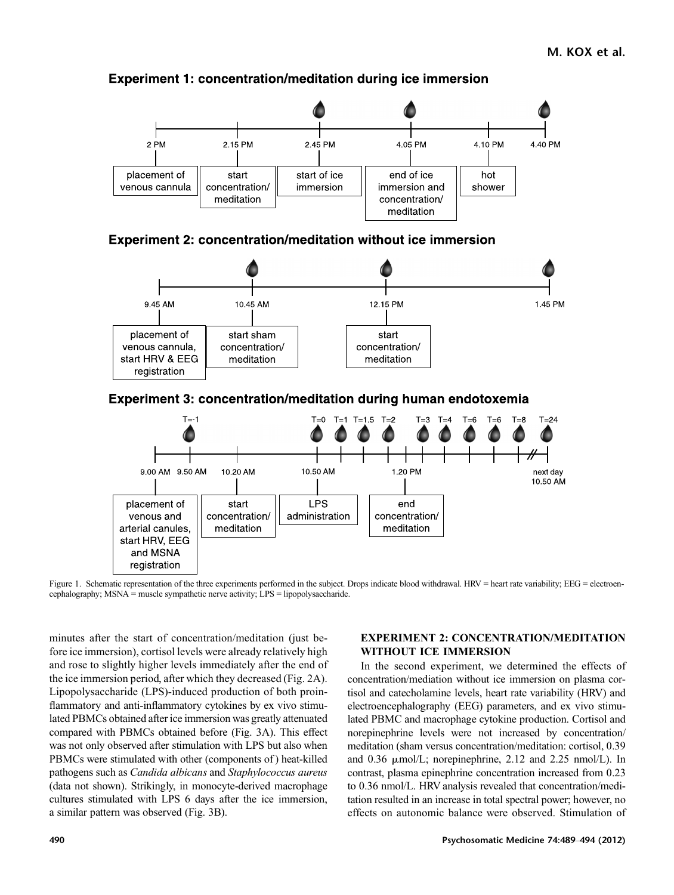Figure 1. Schematic representation of the three experiments performed in the subject. Drops indicate blood withdrawal. HRV = heart rate variability; EEG = electroencephalography; MSNA = muscle sympathetic nerve activity; LPS = lipopolysaccharide.

minutes after the start of concentration/meditation (just before ice immersion), cortisol levels were already relatively high and rose to slightly higher levels immediately after the end of the ice immersion period, after which they decreased (Fig. 2A). Lipopolysaccharide (LPS)-induced production of both proinflammatory and anti-inflammatory cytokines by ex vivo stimulated PBMCs obtained after ice immersion was greatly attenuated compared with PBMCs obtained before (Fig. 3A). This effect was not only observed after stimulation with LPS but also when PBMCs were stimulated with other (components of) heat-killed pathogens such as *Candida albicans* and *Staphylococcus aureus* (data not shown). Strikingly, in monocyte-derived macrophage cultures stimulated with LPS 6 days after the ice immersion, a similar pattern was observed (Fig. 3B).

## EXPERIMENT 2: CONCENTRATION/MEDITATION WITHOUT ICE IMMERSION

In the second experiment, we determined the effects of concentration/mediation without ice immersion on plasma cortisol and catecholamine levels, heart rate variability (HRV) and electroencephalography (EEG) parameters, and ex vivo stimulated PBMC and macrophage cytokine production. Cortisol and norepinephrine levels were not increased by concentration/meditation (sham versus concentration/meditation: cortisol, 0.39 and 0.36 μmol/L; norepinephrine, 2.12 and 2.25 nmol/L). In contrast, plasma epinephrine concentration increased from 0.23 to 0.36 nmol/L. HRV analysis revealed that concentration/meditation resulted in an increase in total spectral power; however, no effects on autonomic balance were observed. Stimulation of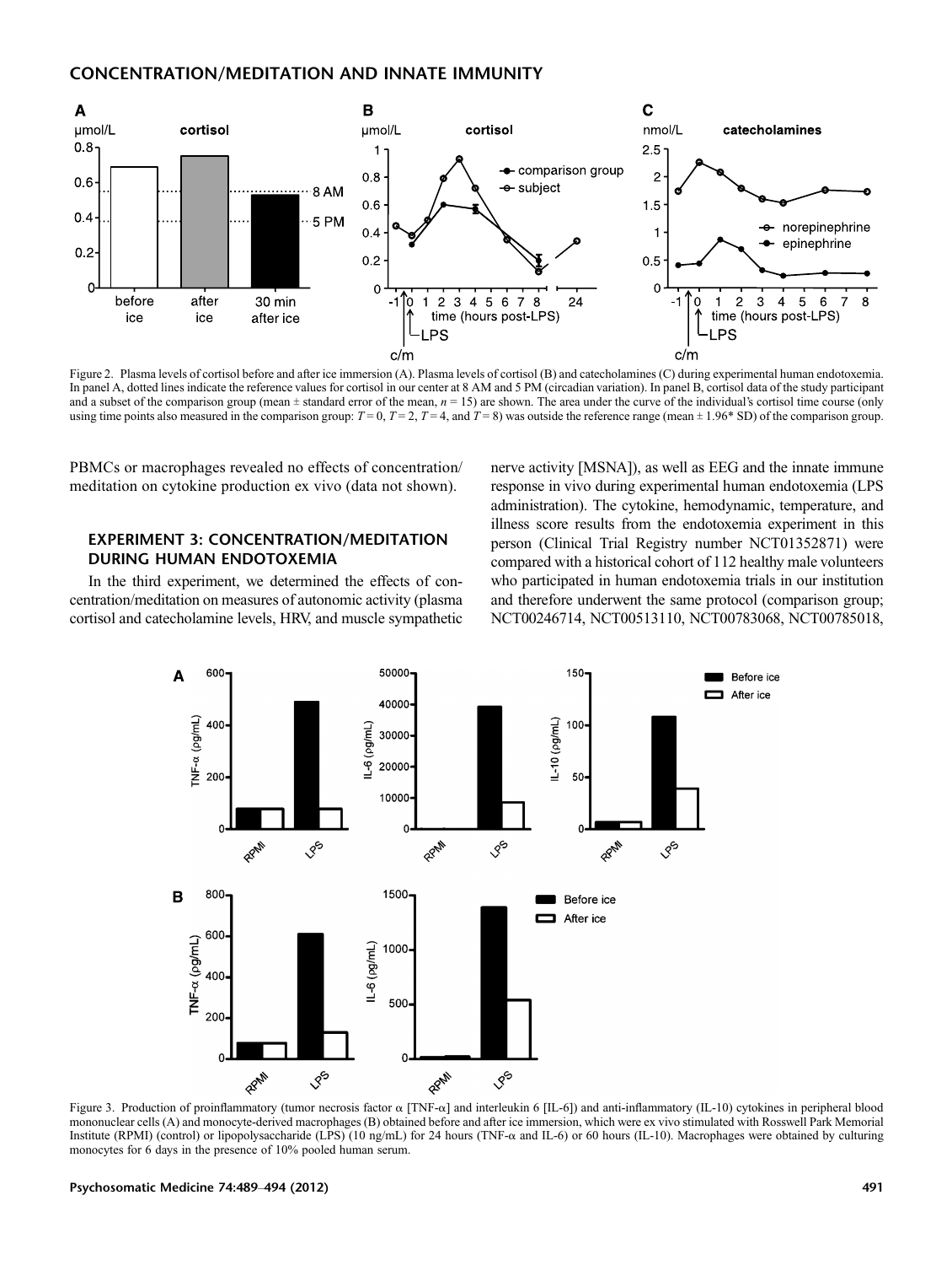Figure 2. Plasma levels of cortisol before and after ice immersion (A). Plasma levels of cortisol (B) and catecholamines (C) during experimental human endotoxemia. In panel A, dotted lines indicate the reference values for cortisol in our center at 8 AM and 5 PM (circadian variation). In panel B, cortisol data of the study participant and a subset of the comparison group (mean ± standard error of the mean, $n = 15$) are shown. The area under the curve of the individual's cortisol time course (only using time points also measured in the comparison group: $T = 0$, $T = 2$, $T = 4$, and $T = 8$) was outside the reference range (mean ± 1.96* SD) of the comparison group.

PBMCs or macrophages revealed no effects of concentration/meditation on cytokine production ex vivo (data not shown).

## EXPERIMENT 3: CONCENTRATION/MEDITATION DURING HUMAN ENDOTOXEMIA

In the third experiment, we determined the effects of concentration/meditation on measures of autonomic activity (plasma cortisol and catecholamine levels, HRV, and muscle sympathetic nerve activity [MSNA]), as well as EEG and the innate immune response in vivo during experimental human endotoxemia (LPS administration). The cytokine, hemodynamic, temperature, and illness score results from the endotoxemia experiment in this person (Clinical Trial Registry number NCT01352871) were compared with a historical cohort of 112 healthy male volunteers who participated in human endotoxemia trials in our institution and therefore underwent the same protocol (comparison group; NCT00246714, NCT00513110, NCT00783068, NCT00785018,

Figure 3. Production of proinflammatory (tumor necrosis factor α [TNF-α] and interleukin 6 [IL-6]) and anti-inflammatory (IL-10) cytokines in peripheral blood mononuclear cells (A) and monocyte-derived macrophages (B) obtained before and after ice immersion, which were ex vivo stimulated with Rosswell Park Memorial Institute (RPMI) (control) or lipopolysaccharide (LPS) (10 ng/mL) for 24 hours (TNF-α and IL-6) or 60 hours (IL-10). Macrophages were obtained by culturing monocytes for 6 days in the presence of 10% pooled human serum.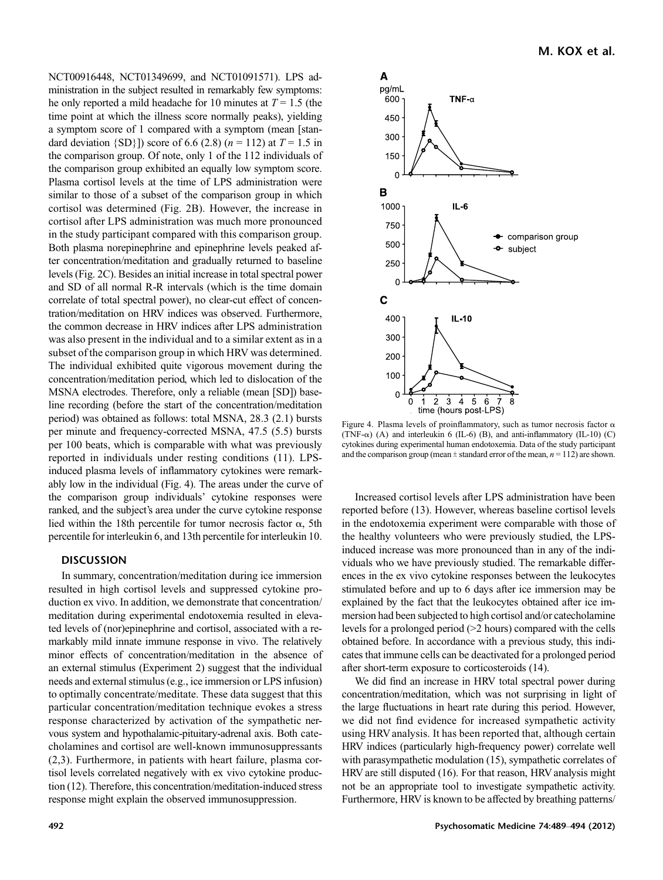NCT00916448, NCT01349699, and NCT01091571). LPS administration in the subject resulted in remarkably few symptoms: he only reported a mild headache for 10 minutes at $T = 1.5$ (the time point at which the illness score normally peaks), yielding a symptom score of 1 compared with a symptom (mean [standard deviation {SD}]) score of 6.6 (2.8) ($n = 112$) at $T = 1.5$ in the comparison group. Of note, only 1 of the 112 individuals of the comparison group exhibited an equally low symptom score. Plasma cortisol levels at the time of LPS administration were similar to those of a subset of the comparison group in which cortisol was determined (Fig. 2B). However, the increase in cortisol after LPS administration was much more pronounced in the study participant compared with this comparison group. Both plasma norepinephrine and epinephrine levels peaked after concentration/meditation and gradually returned to baseline levels (Fig. 2C). Besides an initial increase in total spectral power and SD of all normal R-R intervals (which is the time domain correlate of total spectral power), no clear-cut effect of concentration/meditation on HRV indices was observed. Furthermore, the common decrease in HRV indices after LPS administration was also present in the individual and to a similar extent as in a subset of the comparison group in which HRV was determined. The individual exhibited quite vigorous movement during the concentration/meditation period, which led to dislocation of the MSNA electrodes. Therefore, only a reliable (mean [SD]) baseline recording (before the start of the concentration/meditation period) was obtained as follows: total MSNA, 28.3 (2.1) bursts per minute and frequency-corrected MSNA, 47.5 (5.5) bursts per 100 beats, which is comparable with what was previously reported in individuals under resting conditions (11). LPS-induced plasma levels of inflammatory cytokines were remarkably low in the individual (Fig. 4). The areas under the curve of the comparison group individuals' cytokine responses were ranked, and the subject's area under the curve cytokine response lied within the 18th percentile for tumor necrosis factor α, 5th percentile for interleukin 6, and 13th percentile for interleukin 10.

## DISCUSSION

In summary, concentration/meditation during ice immersion resulted in high cortisol levels and suppressed cytokine production ex vivo. In addition, we demonstrate that concentration/meditation during experimental endotoxemia resulted in elevated levels of (nor)epinephrine and cortisol, associated with a remarkably mild innate immune response in vivo. The relatively minor effects of concentration/meditation in the absence of an external stimulus (Experiment 2) suggest that the individual needs and external stimulus (e.g., ice immersion or LPS infusion) to optimally concentrate/meditate. These data suggest that this particular concentration/meditation technique evokes a stress response characterized by activation of the sympathetic nervous system and hypothalamic-pituitary-adrenal axis. Both catecholamines and cortisol are well-known immunosuppressants (2,3). Furthermore, in patients with heart failure, plasma cortisol levels correlated negatively with ex vivo cytokine production (12). Therefore, this concentration/meditation-induced stress response might explain the observed immunosuppression.

Figure 4. Plasma levels of proinflammatory, such as tumor necrosis factor α (TNF-α) (A) and interleukin 6 (IL-6) (B), and anti-inflammatory (IL-10) (C) cytokines during experimental human endotoxemia. Data of the study participant and the comparison group (mean ± standard error of the mean, $n = 112$) are shown.

Increased cortisol levels after LPS administration have been reported before (13). However, whereas baseline cortisol levels in the endotoxemia experiment were comparable with those of the healthy volunteers who were previously studied, the LPS-induced increase was more pronounced than in any of the individuals who we have previously studied. The remarkable differences in the ex vivo cytokine responses between the leukocytes stimulated before and up to 6 days after ice immersion may be explained by the fact that the leukocytes obtained after ice immersion had been subjected to high cortisol and/or catecholamine levels for a prolonged period (>2 hours) compared with the cells obtained before. In accordance with a previous study, this indicates that immune cells can be deactivated for a prolonged period after short-term exposure to corticosteroids (14).

We did find an increase in HRV total spectral power during concentration/meditation, which was not surprising in light of the large fluctuations in heart rate during this period. However, we did not find evidence for increased sympathetic activity using HRV analysis. It has been reported that, although certain HRV indices (particularly high-frequency power) correlate well with parasympathetic modulation (15), sympathetic correlates of HRV are still disputed (16). For that reason, HRV analysis might not be an appropriate tool to investigate sympathetic activity. Furthermore, HRV is known to be affected by breathing patterns/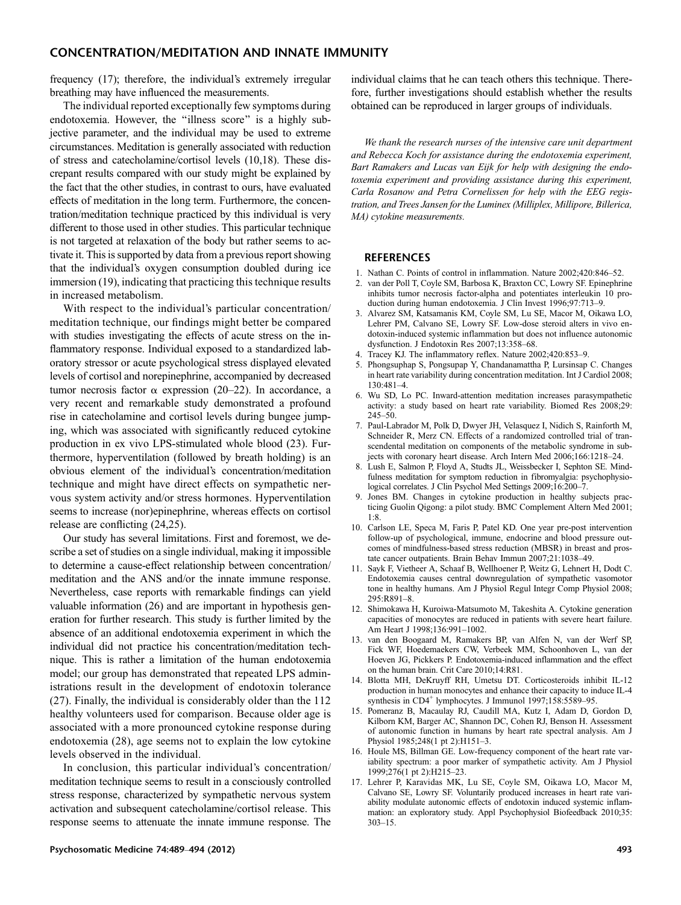frequency (17); therefore, the individual's extremely irregular breathing may have influenced the measurements.

The individual reported exceptionally few symptoms during endotoxemia. However, the "illness score" is a highly subjective parameter, and the individual may be used to extreme circumstances. Meditation is generally associated with reduction of stress and catecholamine/cortisol levels (10,18). These discrepant results compared with our study might be explained by the fact that the other studies, in contrast to ours, have evaluated effects of meditation in the long term. Furthermore, the concentration/meditation technique practiced by this individual is very different to those used in other studies. This particular technique is not targeted at relaxation of the body but rather seems to activate it. This is supported by data from a previous report showing that the individual's oxygen consumption doubled during ice immersion (19), indicating that practicing this technique results in increased metabolism.

With respect to the individual's particular concentration/meditation technique, our findings might better be compared with studies investigating the effects of acute stress on the inflammatory response. Individual exposed to a standardized laboratory stressor or acute psychological stress displayed elevated levels of cortisol and norepinephrine, accompanied by decreased tumor necrosis factor $\alpha$ expression (20–22). In accordance, a very recent and remarkable study demonstrated a profound rise in catecholamine and cortisol levels during bungee jumping, which was associated with significantly reduced cytokine production in ex vivo LPS-stimulated whole blood (23). Furthermore, hyperventilation (followed by breath holding) is an obvious element of the individual's concentration/meditation technique and might have direct effects on sympathetic nervous system activity and/or stress hormones. Hyperventilation seems to increase (nor)epinephrine, whereas effects on cortisol release are conflicting (24,25).

Our study has several limitations. First and foremost, we describe a set of studies on a single individual, making it impossible to determine a cause-effect relationship between concentration/meditation and the ANS and/or the innate immune response. Nevertheless, case reports with remarkable findings can yield valuable information (26) and are important in hypothesis generation for further research. This study is further limited by the absence of an additional endotoxemia experiment in which the individual did not practice his concentration/meditation technique. This is rather a limitation of the human endotoxemia model; our group has demonstrated that repeated LPS administrations result in the development of endotoxin tolerance (27). Finally, the individual is considerably older than the 112 healthy volunteers used for comparison. Because older age is associated with a more pronounced cytokine response during endotoxemia (28), age seems not to explain the low cytokine levels observed in the individual.

In conclusion, this particular individual's concentration/meditation technique seems to result in a consciously controlled stress response, characterized by sympathetic nervous system activation and subsequent catecholamine/cortisol release. This response seems to attenuate the innate immune response. The individual claims that he can teach others this technique. Therefore, further investigations should establish whether the results obtained can be reproduced in larger groups of individuals.

*We thank the research nurses of the intensive care unit department and Rebecca Koch for assistance during the endotoxemia experiment, Bart Ramakers and Lucas van Eijk for help with designing the endotoxemia experiment and providing assistance during this experiment, Carla Rosanow and Petra Cornelissen for help with the EEG registration, and Trees Jansen for the Luminex (Milliplex, Millipore, Billerica, MA) cytokine measurements.*

## REFERENCES

1. Nathan C. Points of control in inflammation. Nature 2002;420:846–52.
2. van der Poll T, Coyle SM, Barbosa K, Braxton CC, Lowry SF. Epinephrine inhibits tumor necrosis factor-alpha and potentiates interleukin 10 production during human endotoxemia. J Clin Invest 1996;97:713–9.
3. Alvarez SM, Katsamanis KM, Coyle SM, Lu SE, Macor M, Oikawa LO, Lehrer PM, Calvano SE, Lowry SF. Low-dose steroid alters in vivo endotoxin-induced systemic inflammation but does not influence autonomic dysfunction. J Endotoxin Res 2007;13:358–68.
4. Tracey KJ. The inflammatory reflex. Nature 2002;420:853–9.
5. Phongsuphap S, Pongsupap Y, Chandanamattha P, Lursinsap C. Changes in heart rate variability during concentration meditation. Int J Cardiol 2008;130:481–4.
6. Wu SD, Lo PC. Inward-attention meditation increases parasympathetic activity: a study based on heart rate variability. Biomed Res 2008;29:245–50.
7. Paul-Labrador M, Polk D, Dwyer JH, Velasquez I, Nidich S, Rainforth M, Schneider R, Merz CN. Effects of a randomized controlled trial of transcendental meditation on components of the metabolic syndrome in subjects with coronary heart disease. Arch Intern Med 2006;166:1218–24.
8. Lush E, Salmon P, Floyd A, Studts JL, Weissbecker I, Sephton SE. Mindfulness meditation for symptom reduction in fibromyalgia: psychophysiological correlates. J Clin Psychol Med Settings 2009;16:200–7.
9. Jones BM. Changes in cytokine production in healthy subjects practicing Guolin Qigong: a pilot study. BMC Complement Altern Med 2001;1:8.
10. Carlson LE, Speca M, Faris P, Patel KD. One year pre-post intervention follow-up of psychological, immune, endocrine and blood pressure outcomes of mindfulness-based stress reduction (MBSR) in breast and prostate cancer outpatients. Brain Behav Immun 2007;21:1038–49.
11. Sayk F, Vietheer A, Schaaf B, Wellhoener P, Weitz G, Lehnert H, Dodt C. Endotoxemia causes central downregulation of sympathetic vasomotor tone in healthy humans. Am J Physiol Regul Integr Comp Physiol 2008;295:R891–8.
12. Shimokawa H, Kuroiwa-Matsumoto M, Takeshita A. Cytokine generation capacities of monocytes are reduced in patients with severe heart failure. Am Heart J 1998;136:991–1002.
13. van den Boogaard M, Ramakers BP, van Alfen N, van der Werf SP, Fick WF, Hoedemaekers CW, Verbeek MM, Schoonhoven L, van der Hoeven JG, Pickkers P. Endotoxemia-induced inflammation and the effect on the human brain. Crit Care 2010;14:R81.
14. Blotta MH, DeKruyff RH, Umetsu DT. Corticosteroids inhibit IL-12 production in human monocytes and enhance their capacity to induce IL-4 synthesis in $CD4^+$ lymphocytes. J Immunol 1997;158:5589–95.
15. Pomeranz B, Macaulay RJ, Caudill MA, Kutz I, Adam D, Gordon D, Kilborn KM, Barger AC, Shannon DC, Cohen RJ, Benson H. Assessment of autonomic function in humans by heart rate spectral analysis. Am J Physiol 1985;248(1 pt 2):H151–3.
16. Houle MS, Billman GE. Low-frequency component of the heart rate variability spectrum: a poor marker of sympathetic activity. Am J Physiol 1999;276(1 pt 2):H215–23.
17. Lehrer P, Karavidas MK, Lu SE, Coyle SM, Oikawa LO, Macor M, Calvano SE, Lowry SF. Voluntarily produced increases in heart rate variability modulate autonomic effects of endotoxin induced systemic inflammation: an exploratory study. Appl Psychophysiol Biofeedback 2010;35:303–15.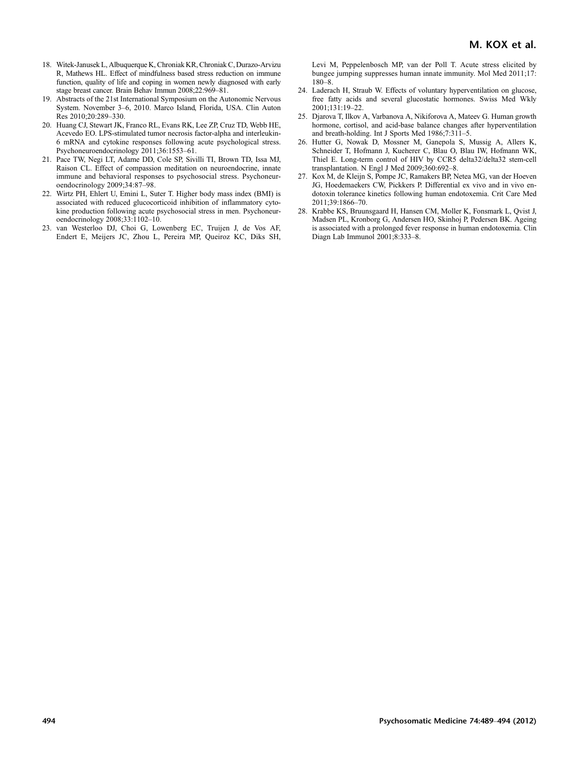18. Witek-Janusek L, Albuquerque K, Chroniak KR, Chroniak C, Durazo-Arvizu R, Mathews HL. Effect of mindfulness based stress reduction on immune function, quality of life and coping in women newly diagnosed with early stage breast cancer. Brain Behav Immun 2008;22:969–81.
19. Abstracts of the 21st International Symposium on the Autonomic Nervous System. November 3–6, 2010. Marco Island, Florida, USA. Clin Auton Res 2010;20:289–330.
20. Huang CJ, Stewart JK, Franco RL, Evans RK, Lee ZP, Cruz TD, Webb HE, Acevedo EO. LPS-stimulated tumor necrosis factor-alpha and interleukin-6 mRNA and cytokine responses following acute psychological stress. Psychoneuroendocrinology 2011;36:1553–61.
21. Pace TW, Negi LT, Adame DD, Cole SP, Sivilli TI, Brown TD, Issa MJ, Raison CL. Effect of compassion meditation on neuroendocrine, innate immune and behavioral responses to psychosocial stress. Psychoneuroendocrinology 2009;34:87–98.
22. Wirtz PH, Ehlert U, Emini L, Suter T. Higher body mass index (BMI) is associated with reduced glucocorticoid inhibition of inflammatory cytokine production following acute psychosocial stress in men. Psychoneuroendocrinology 2008;33:1102–10.
23. van Westerloo DJ, Choi G, Lowenberg EC, Truijen J, de Vos AF, Endert E, Meijers JC, Zhou L, Pereira MP, Queiroz KC, Diks SH, Levi M, Peppelenbosch MP, van der Poll T. Acute stress elicited by bungee jumping suppresses human innate immunity. Mol Med 2011;17:180–8.
24. Laderach H, Straub W. Effects of voluntary hyperventilation on glucose, free fatty acids and several glucostatic hormones. Swiss Med Wkly 2001;131:19–22.
25. Djarova T, Ilkov A, Varbanova A, Nikiforova A, Mateev G. Human growth hormone, cortisol, and acid-base balance changes after hyperventilation and breath-holding. Int J Sports Med 1986;7:311–5.
26. Hutter G, Nowak D, Mossner M, Ganepola S, Mussig A, Allers K, Schneider T, Hofmann J, Kucherer C, Blau O, Blau IW, Hofmann WK, Thiel E. Long-term control of HIV by CCR5 delta32/delta32 stem-cell transplantation. N Engl J Med 2009;360:692–8.
27. Kox M, de Kleijn S, Pompe JC, Ramakers BP, Netea MG, van der Hoeven JG, Hoedemaekers CW, Pickkers P. Differential ex vivo and in vivo endotoxin tolerance kinetics following human endotoxemia. Crit Care Med 2011;39:1866–70.
28. Krabbe KS, Bruunsgaard H, Hansen CM, Moller K, Fonsmark L, Qvist J, Madsen PL, Kronborg G, Andersen HO, Skinhoj P, Pedersen BK. Ageing is associated with a prolonged fever response in human endotoxemia. Clin Diagn Lab Immunol 2001;8:333–8.